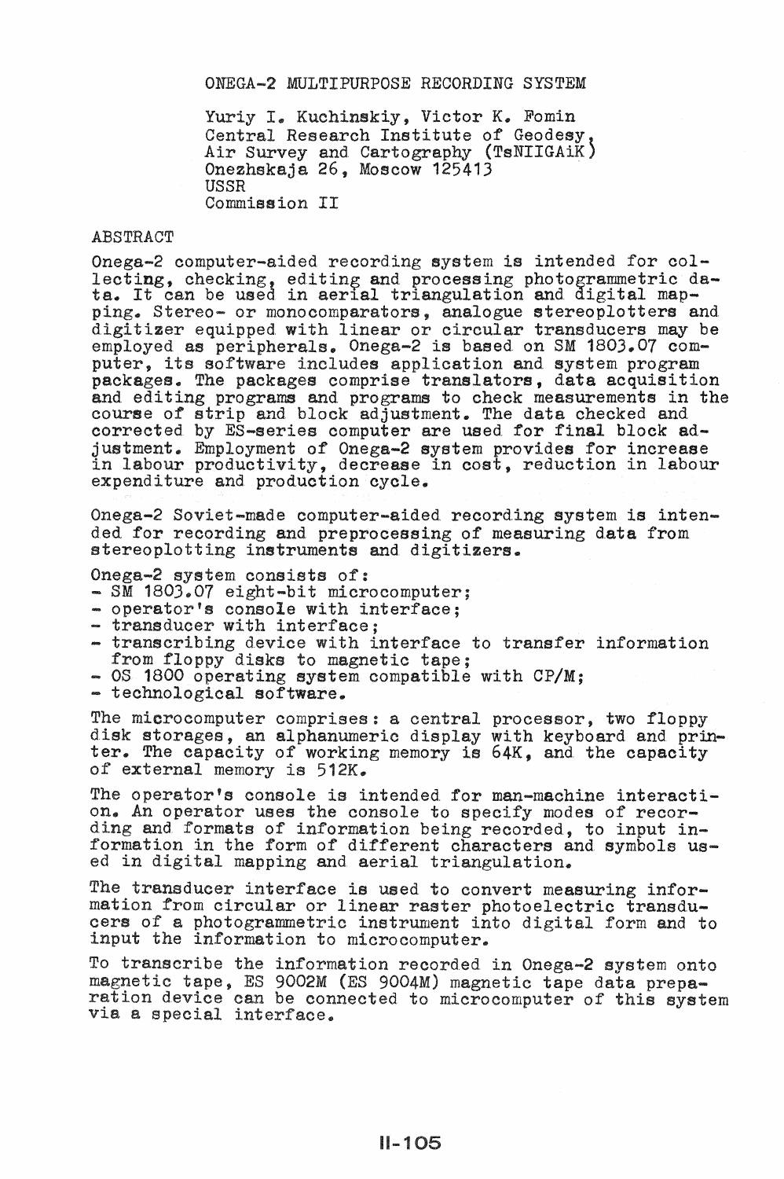# ONEGA-2 MULTIPURPOSE RECORDING SYSTEM

Yuriy I. Kuchinskiy, Victor K. Fomin
Central Research Institute of Geodesy, Air Survey and Cartography (TsNIIGAiK)
Onezhskaja 26, Moscow 125413
USSR
Commission II

## ABSTRACT

Onega-2 computer-aided recording system is intended for collecting, checking, editing and processing photogrammetric data. It can be used in aerial triangulation and digital mapping. Stereo- or monocomparators, analogue stereoplotters and digitizer equipped with linear or circular transducers may be employed as peripherals. Onega-2 is based on SM 1803.07 computer, its software includes application and system program packages. The packages comprise translators, data acquisition and editing programs and programs to check measurements in the course of strip and block adjustment. The data checked and corrected by ES-series computer are used for final block adjustment. Employment of Onega-2 system provides for increase in labour productivity, decrease in cost, reduction in labour expenditure and production cycle.

Onega-2 Soviet-made computer-aided recording system is intended for recording and preprocessing of measuring data from stereoplotting instruments and digitizers.

Onega-2 system consists of:

- SM 1803.07 eight-bit microcomputer;
- operator's console with interface;
- transducer with interface;
- transcribing device with interface to transfer information from floppy disks to magnetic tape;
- OS 1800 operating system compatible with CP/M;
- technological software.

The microcomputer comprises: a central processor, two floppy disk storages, an alphanumeric display with keyboard and printer. The capacity of working memory is 64K, and the capacity of external memory is 512K.

The operator's console is intended for man-machine interaction. An operator uses the console to specify modes of recording and formats of information being recorded, to input information in the form of different characters and symbols used in digital mapping and aerial triangulation.

The transducer interface is used to convert measuring information from circular or linear raster photoelectric transducers of a photogrammetric instrument into digital form and to input the information to microcomputer.

To transcribe the information recorded in Onega-2 system onto magnetic tape, ES 9002M (ES 9004M) magnetic tape data preparation device can be connected to microcomputer of this system via a special interface.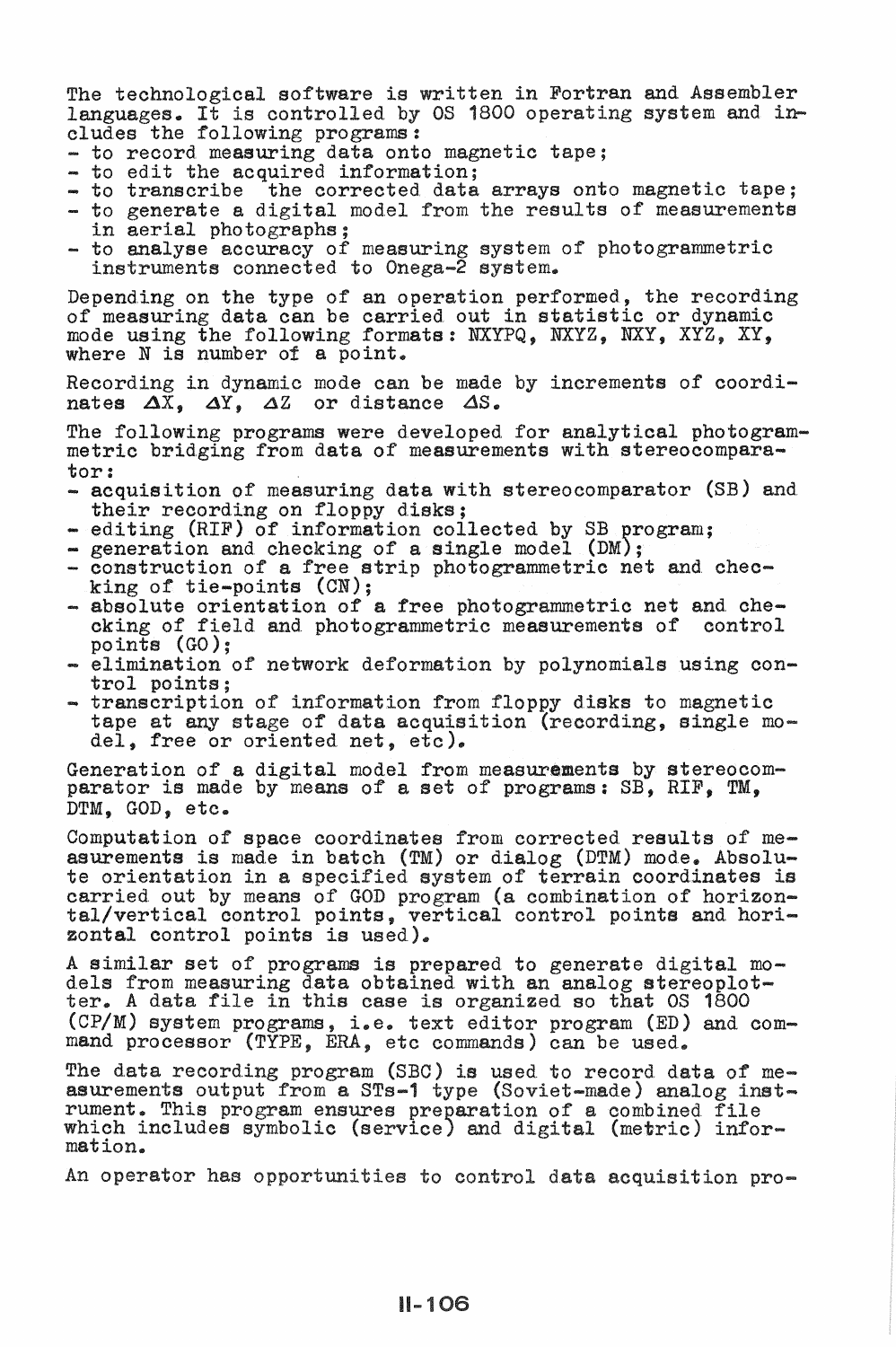The technological software is written in Fortran and Assembler languages. It is controlled by OS 1800 operating system and includes the following programs:

- to record measuring data onto magnetic tape;
- to edit the acquired information;
- to transcribe the corrected data arrays onto magnetic tape;
- to generate a digital model from the results of measurements in aerial photographs;
- to analyse accuracy of measuring system of photogrammetric instruments connected to Onega-2 system.

Depending on the type of an operation performed, the recording of measuring data can be carried out in statistic or dynamic mode using the following formats: NXYPQ, NXYZ, NXY, XYZ, XY, where N is number of a point.

Recording in dynamic mode can be made by increments of coordinates $\Delta X$, $\Delta Y$, $\Delta Z$ or distance $\Delta S$.

The following programs were developed for analytical photogrammetric bridging from data of measurements with stereocomparator:

- acquisition of measuring data with stereocomparator (SB) and their recording on floppy disks;
- editing (RIF) of information collected by SB program;
- generation and checking of a single model (DM);
- construction of a free strip photogrammetric net and checking of tie-points (CN);
- absolute orientation of a free photogrammetric net and checking of field and photogrammetric measurements of control points (GO);
- elimination of network deformation by polynomials using control points;
- transcription of information from floppy disks to magnetic tape at any stage of data acquisition (recording, single model, free or oriented net, etc).

Generation of a digital model from measurements by stereocomparator is made by means of a set of programs: SB, RIF, TM, DTM, GOD, etc.

Computation of space coordinates from corrected results of measurements is made in batch (TM) or dialog (DTM) mode. Absolute orientation in a specified system of terrain coordinates is carried out by means of GOD program (a combination of horizontal/vertical control points, vertical control points and horizontal control points is used).

A similar set of programs is prepared to generate digital models from measuring data obtained with an analog stereoplotter. A data file in this case is organized so that OS 1800 (CP/M) system programs, i.e. text editor program (ED) and command processor (TYPE, ERA, etc commands) can be used.

The data recording program (SBC) is used to record data of measurements output from a STs-1 type (Soviet-made) analog instrument. This program ensures preparation of a combined file which includes symbolic (service) and digital (metric) information.

An operator has opportunities to control data acquisition pro-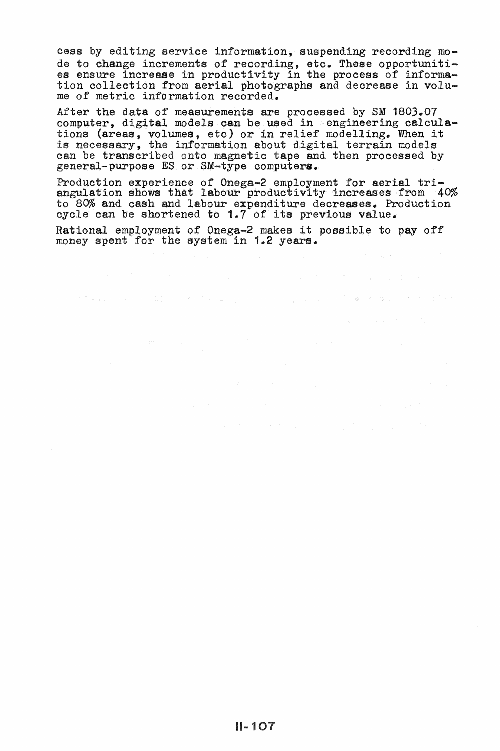cess by editing service information, suspending recording mode to change increments of recording, etc. These opportunities ensure increase in productivity in the process of information collection from aerial photographs and decrease in volume of metric information recorded.

After the data of measurements are processed by SM 1803.07 computer, digital models can be used in engineering calculations (areas, volumes, etc) or in relief modelling. When it is necessary, the information about digital terrain models can be transcribed onto magnetic tape and then processed by general-purpose ES or SM-type computers.

Production experience of Onega-2 employment for aerial triangulation shows that labour productivity increases from 40% to 80% and cash and labour expenditure decreases. Production cycle can be shortened to 1.7 of its previous value.

Rational employment of Onega-2 makes it possible to pay off money spent for the system in 1.2 years.